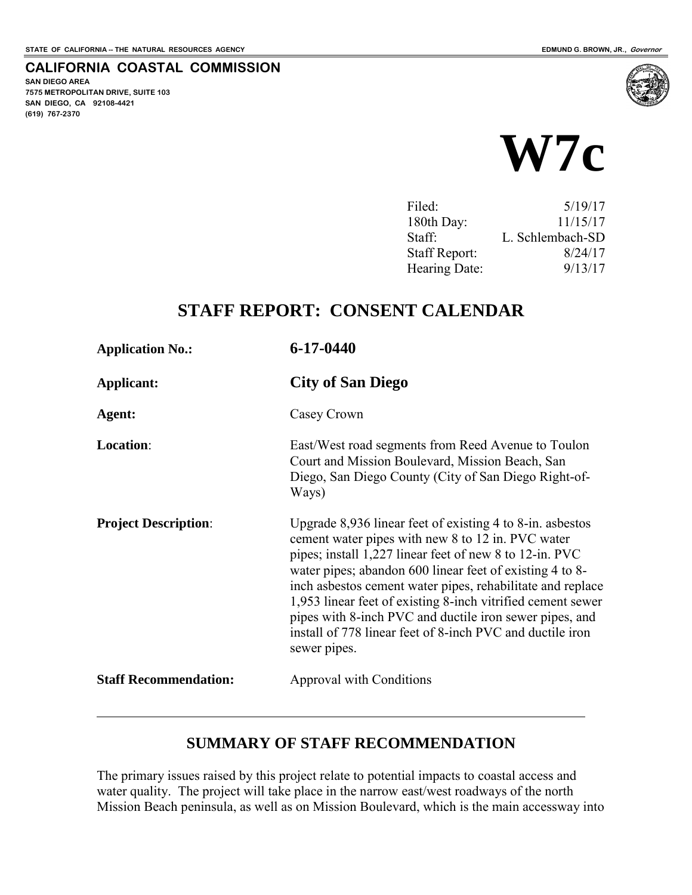STATE OF CALIFORNIA -- THE NATURAL RESOURCES AGENCY

EDMUND G. BROWN, JR., *Governor*

**CALIFORNIA COASTAL COMMISSION**

**SAN DIEGO AREA**
**7575 METROPOLITAN DRIVE, SUITE 103**
**SAN DIEGO, CA 92108-4421**
**(619) 767-2370**

# W7c

| | |
|---|---|
| Filed: | 5/19/17 |
| 180th Day: | 11/15/17 |
| Staff: | L. Schlembach-SD |
| Staff Report: | 8/24/17 |
| Hearing Date: | 9/13/17 |

## STAFF REPORT: CONSENT CALENDAR

| | |
|---|---|
| **Application No.:** | **6-17-0440** |
| **Applicant:** | **City of San Diego** |
| **Agent:** | Casey Crown |
| **Location:** | East/West road segments from Reed Avenue to Toulon Court and Mission Boulevard, Mission Beach, San Diego, San Diego County (City of San Diego Right-of-Ways) |
| **Project Description:** | Upgrade 8,936 linear feet of existing 4 to 8-in. asbestos cement water pipes with new 8 to 12 in. PVC water pipes; install 1,227 linear feet of new 8 to 12-in. PVC water pipes; abandon 600 linear feet of existing 4 to 8-inch asbestos cement water pipes, rehabilitate and replace 1,953 linear feet of existing 8-inch vitrified cement sewer pipes with 8-inch PVC and ductile iron sewer pipes, and install of 778 linear feet of 8-inch PVC and ductile iron sewer pipes. |
| **Staff Recommendation:** | Approval with Conditions |

---

### SUMMARY OF STAFF RECOMMENDATION

The primary issues raised by this project relate to potential impacts to coastal access and water quality. The project will take place in the narrow east/west roadways of the north Mission Beach peninsula, as well as on Mission Boulevard, which is the main accessway into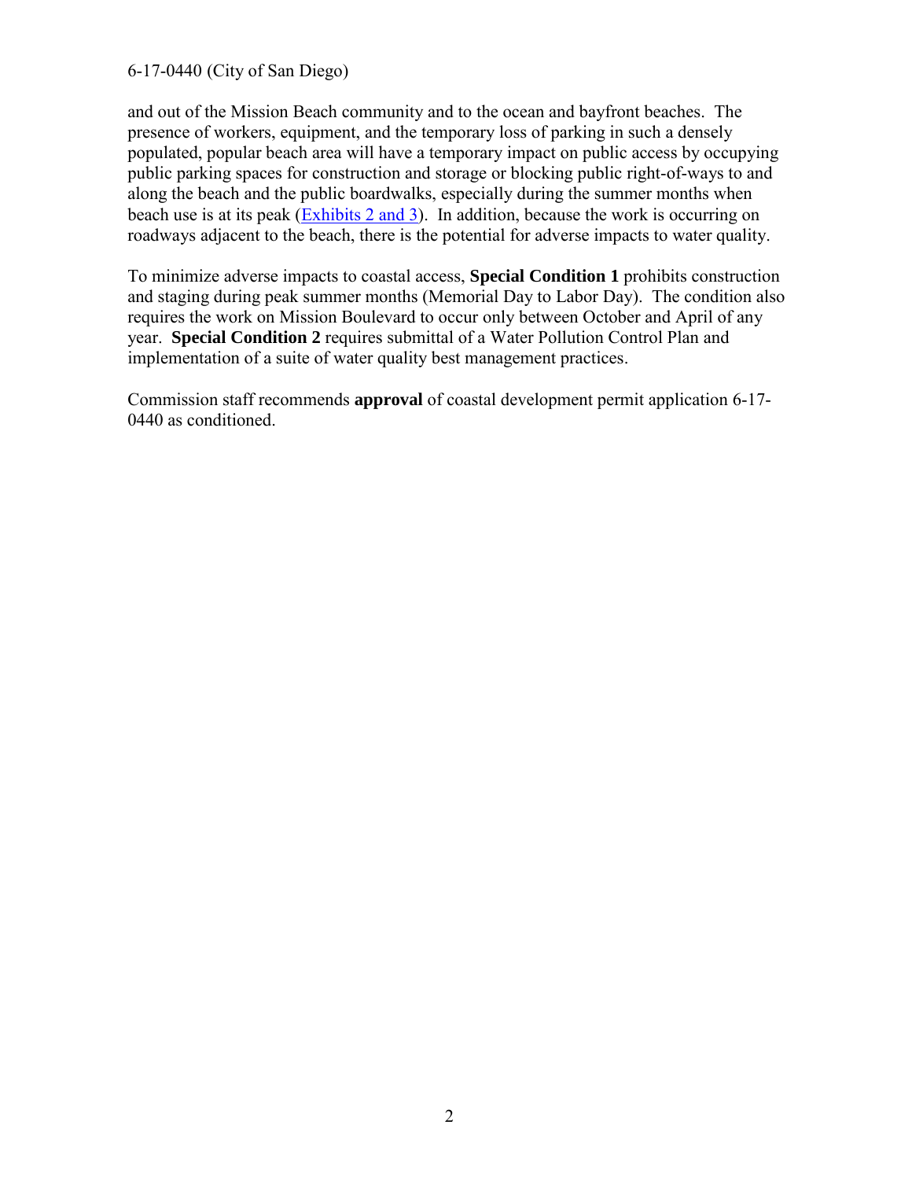and out of the Mission Beach community and to the ocean and bayfront beaches. The presence of workers, equipment, and the temporary loss of parking in such a densely populated, popular beach area will have a temporary impact on public access by occupying public parking spaces for construction and storage or blocking public right-of-ways to and along the beach and the public boardwalks, especially during the summer months when beach use is at its peak (Exhibits 2 and 3). In addition, because the work is occurring on roadways adjacent to the beach, there is the potential for adverse impacts to water quality.

To minimize adverse impacts to coastal access, **Special Condition 1** prohibits construction and staging during peak summer months (Memorial Day to Labor Day). The condition also requires the work on Mission Boulevard to occur only between October and April of any year. **Special Condition 2** requires submittal of a Water Pollution Control Plan and implementation of a suite of water quality best management practices.

Commission staff recommends **approval** of coastal development permit application 6-17-0440 as conditioned.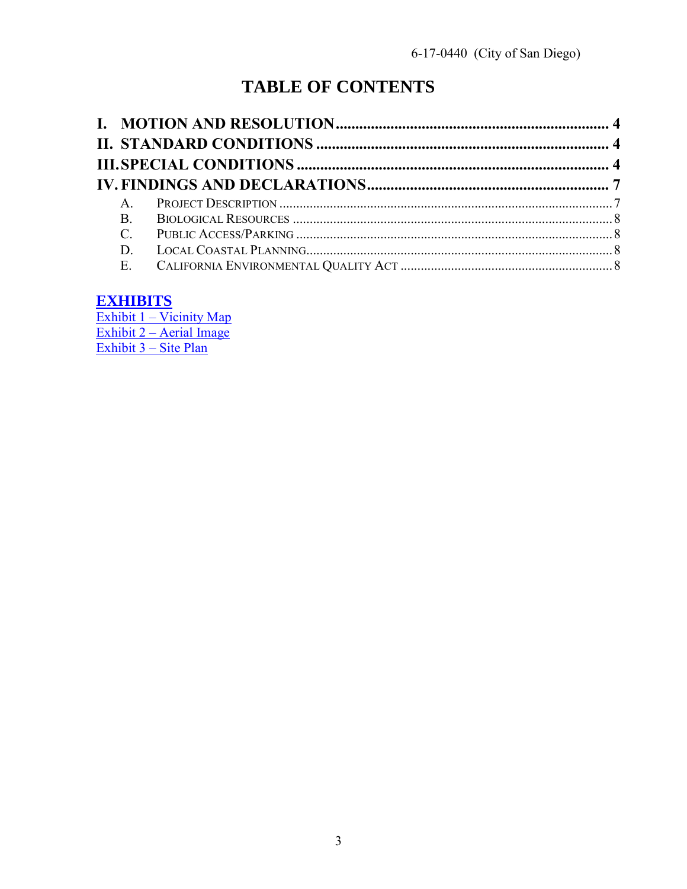# TABLE OF CONTENTS

**I. MOTION AND RESOLUTION ..................................................................... 4**

**II. STANDARD CONDITIONS ........................................................................ 4**

**III. SPECIAL CONDITIONS ............................................................................ 4**

**IV. FINDINGS AND DECLARATIONS .......................................................... 7**

- A. PROJECT DESCRIPTION ................................................................................................ 7
- B. BIOLOGICAL RESOURCES ............................................................................................ 8
- C. PUBLIC ACCESS/PARKING ........................................................................................... 8
- D. LOCAL COASTAL PLANNING......................................................................................... 8
- E. CALIFORNIA ENVIRONMENTAL QUALITY ACT ............................................................ 8

**EXHIBITS**

Exhibit 1 – Vicinity Map

Exhibit 2 – Aerial Image

Exhibit 3 – Site Plan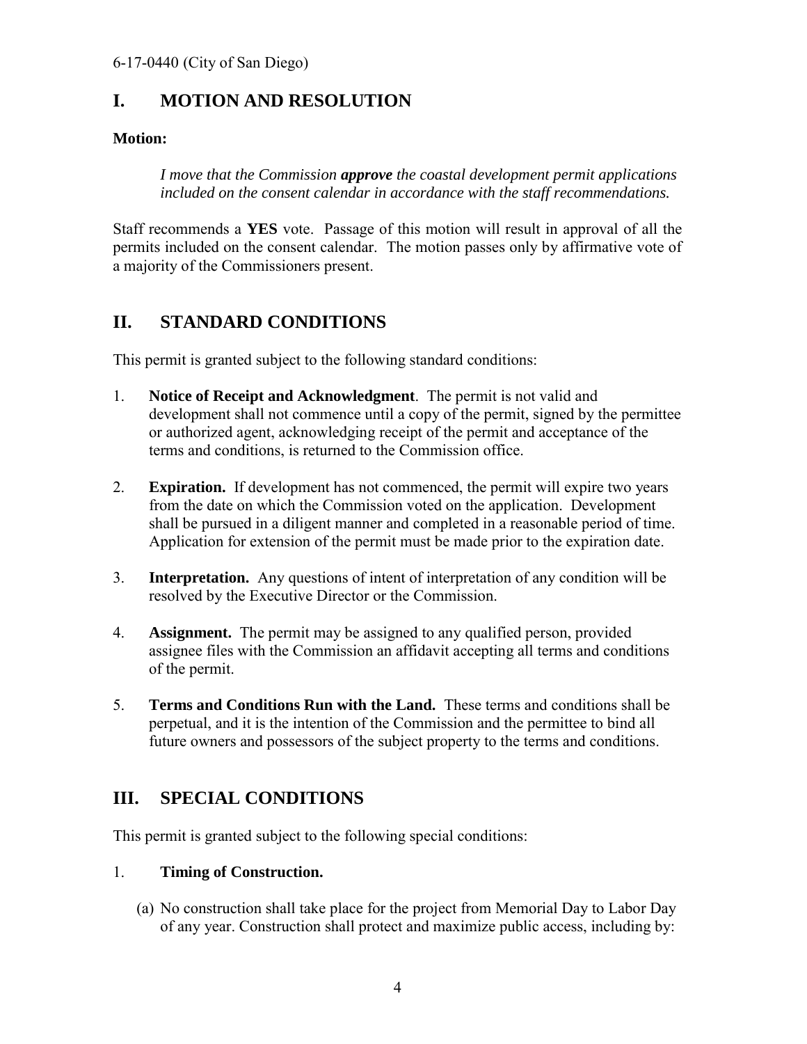## I. MOTION AND RESOLUTION

**Motion:**

> *I move that the Commission* ***approve*** *the coastal development permit applications included on the consent calendar in accordance with the staff recommendations.*

Staff recommends a **YES** vote. Passage of this motion will result in approval of all the permits included on the consent calendar. The motion passes only by affirmative vote of a majority of the Commissioners present.

## II. STANDARD CONDITIONS

This permit is granted subject to the following standard conditions:

1. **Notice of Receipt and Acknowledgment**. The permit is not valid and development shall not commence until a copy of the permit, signed by the permittee or authorized agent, acknowledging receipt of the permit and acceptance of the terms and conditions, is returned to the Commission office.

2. **Expiration.** If development has not commenced, the permit will expire two years from the date on which the Commission voted on the application. Development shall be pursued in a diligent manner and completed in a reasonable period of time. Application for extension of the permit must be made prior to the expiration date.

3. **Interpretation.** Any questions of intent of interpretation of any condition will be resolved by the Executive Director or the Commission.

4. **Assignment.** The permit may be assigned to any qualified person, provided assignee files with the Commission an affidavit accepting all terms and conditions of the permit.

5. **Terms and Conditions Run with the Land.** These terms and conditions shall be perpetual, and it is the intention of the Commission and the permittee to bind all future owners and possessors of the subject property to the terms and conditions.

## III. SPECIAL CONDITIONS

This permit is granted subject to the following special conditions:

1. **Timing of Construction.**

   (a) No construction shall take place for the project from Memorial Day to Labor Day of any year. Construction shall protect and maximize public access, including by: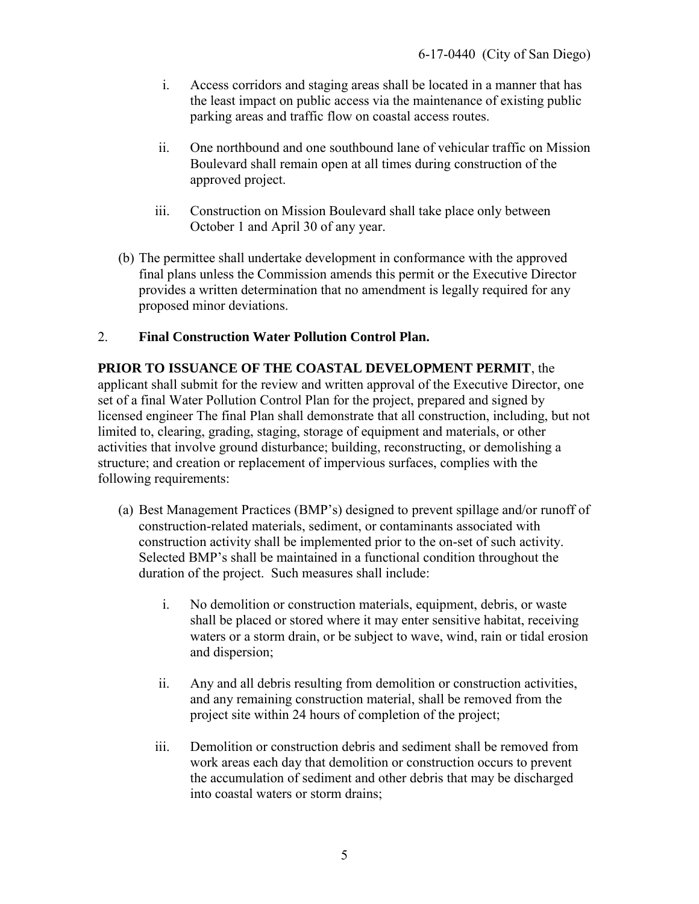i. Access corridors and staging areas shall be located in a manner that has the least impact on public access via the maintenance of existing public parking areas and traffic flow on coastal access routes.

ii. One northbound and one southbound lane of vehicular traffic on Mission Boulevard shall remain open at all times during construction of the approved project.

iii. Construction on Mission Boulevard shall take place only between October 1 and April 30 of any year.

(b) The permittee shall undertake development in conformance with the approved final plans unless the Commission amends this permit or the Executive Director provides a written determination that no amendment is legally required for any proposed minor deviations.

2. **Final Construction Water Pollution Control Plan.**

**PRIOR TO ISSUANCE OF THE COASTAL DEVELOPMENT PERMIT**, the applicant shall submit for the review and written approval of the Executive Director, one set of a final Water Pollution Control Plan for the project, prepared and signed by licensed engineer The final Plan shall demonstrate that all construction, including, but not limited to, clearing, grading, staging, storage of equipment and materials, or other activities that involve ground disturbance; building, reconstructing, or demolishing a structure; and creation or replacement of impervious surfaces, complies with the following requirements:

(a) Best Management Practices (BMP's) designed to prevent spillage and/or runoff of construction-related materials, sediment, or contaminants associated with construction activity shall be implemented prior to the on-set of such activity. Selected BMP's shall be maintained in a functional condition throughout the duration of the project. Such measures shall include:

i. No demolition or construction materials, equipment, debris, or waste shall be placed or stored where it may enter sensitive habitat, receiving waters or a storm drain, or be subject to wave, wind, rain or tidal erosion and dispersion;

ii. Any and all debris resulting from demolition or construction activities, and any remaining construction material, shall be removed from the project site within 24 hours of completion of the project;

iii. Demolition or construction debris and sediment shall be removed from work areas each day that demolition or construction occurs to prevent the accumulation of sediment and other debris that may be discharged into coastal waters or storm drains;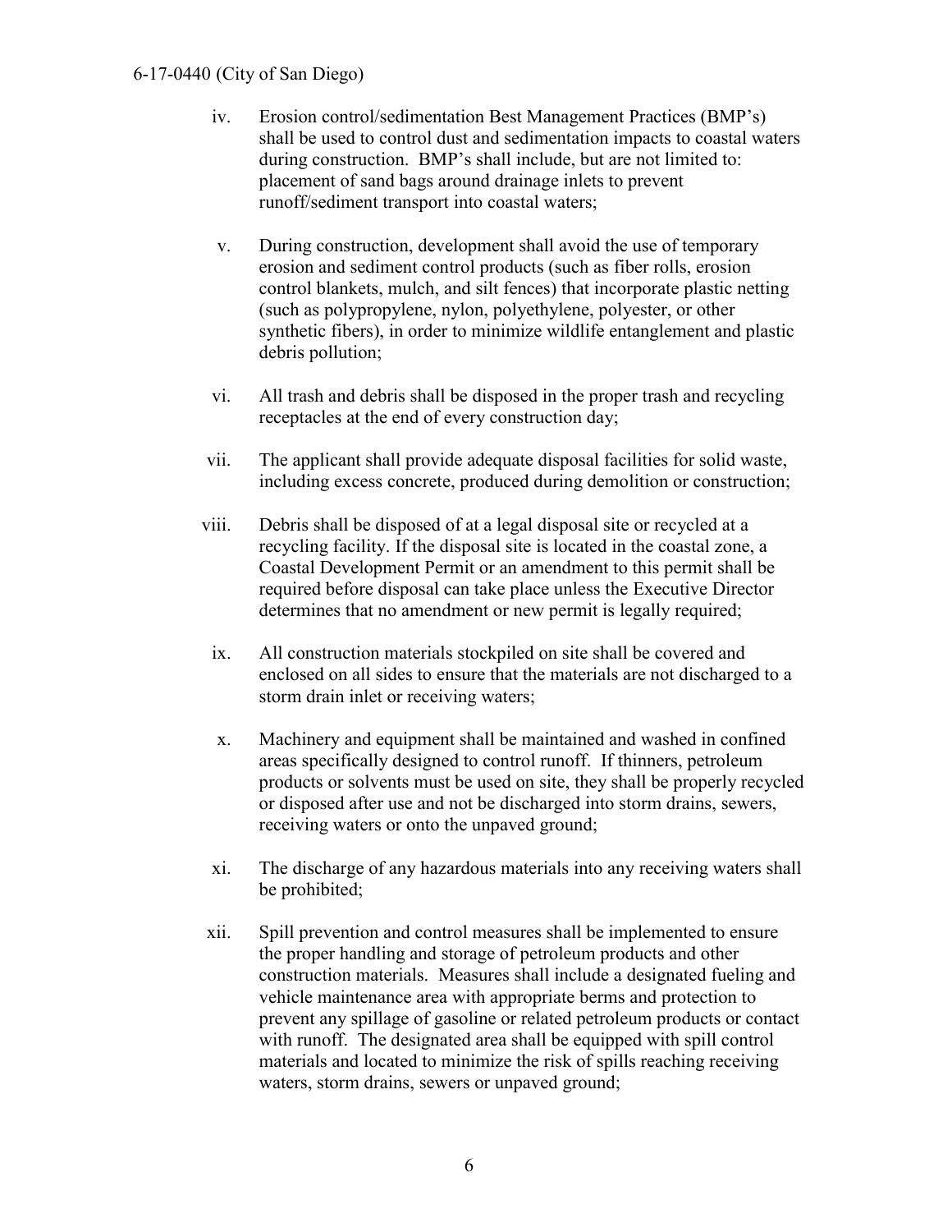iv. Erosion control/sedimentation Best Management Practices (BMP's) shall be used to control dust and sedimentation impacts to coastal waters during construction. BMP's shall include, but are not limited to: placement of sand bags around drainage inlets to prevent runoff/sediment transport into coastal waters;

v. During construction, development shall avoid the use of temporary erosion and sediment control products (such as fiber rolls, erosion control blankets, mulch, and silt fences) that incorporate plastic netting (such as polypropylene, nylon, polyethylene, polyester, or other synthetic fibers), in order to minimize wildlife entanglement and plastic debris pollution;

vi. All trash and debris shall be disposed in the proper trash and recycling receptacles at the end of every construction day;

vii. The applicant shall provide adequate disposal facilities for solid waste, including excess concrete, produced during demolition or construction;

viii. Debris shall be disposed of at a legal disposal site or recycled at a recycling facility. If the disposal site is located in the coastal zone, a Coastal Development Permit or an amendment to this permit shall be required before disposal can take place unless the Executive Director determines that no amendment or new permit is legally required;

ix. All construction materials stockpiled on site shall be covered and enclosed on all sides to ensure that the materials are not discharged to a storm drain inlet or receiving waters;

x. Machinery and equipment shall be maintained and washed in confined areas specifically designed to control runoff. If thinners, petroleum products or solvents must be used on site, they shall be properly recycled or disposed after use and not be discharged into storm drains, sewers, receiving waters or onto the unpaved ground;

xi. The discharge of any hazardous materials into any receiving waters shall be prohibited;

xii. Spill prevention and control measures shall be implemented to ensure the proper handling and storage of petroleum products and other construction materials. Measures shall include a designated fueling and vehicle maintenance area with appropriate berms and protection to prevent any spillage of gasoline or related petroleum products or contact with runoff. The designated area shall be equipped with spill control materials and located to minimize the risk of spills reaching receiving waters, storm drains, sewers or unpaved ground;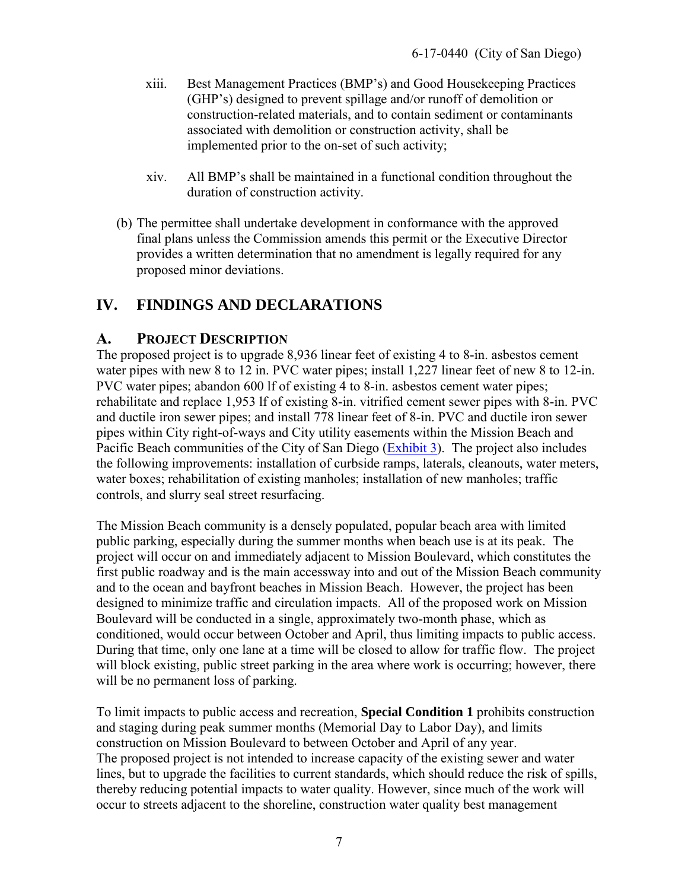xiii. Best Management Practices (BMP's) and Good Housekeeping Practices (GHP's) designed to prevent spillage and/or runoff of demolition or construction-related materials, and to contain sediment or contaminants associated with demolition or construction activity, shall be implemented prior to the on-set of such activity;

xiv. All BMP's shall be maintained in a functional condition throughout the duration of construction activity.

(b) The permittee shall undertake development in conformance with the approved final plans unless the Commission amends this permit or the Executive Director provides a written determination that no amendment is legally required for any proposed minor deviations.

## IV. FINDINGS AND DECLARATIONS

### A. PROJECT DESCRIPTION

The proposed project is to upgrade 8,936 linear feet of existing 4 to 8-in. asbestos cement water pipes with new 8 to 12 in. PVC water pipes; install 1,227 linear feet of new 8 to 12-in. PVC water pipes; abandon 600 lf of existing 4 to 8-in. asbestos cement water pipes; rehabilitate and replace 1,953 lf of existing 8-in. vitrified cement sewer pipes with 8-in. PVC and ductile iron sewer pipes; and install 778 linear feet of 8-in. PVC and ductile iron sewer pipes within City right-of-ways and City utility easements within the Mission Beach and Pacific Beach communities of the City of San Diego (Exhibit 3). The project also includes the following improvements: installation of curbside ramps, laterals, cleanouts, water meters, water boxes; rehabilitation of existing manholes; installation of new manholes; traffic controls, and slurry seal street resurfacing.

The Mission Beach community is a densely populated, popular beach area with limited public parking, especially during the summer months when beach use is at its peak. The project will occur on and immediately adjacent to Mission Boulevard, which constitutes the first public roadway and is the main accessway into and out of the Mission Beach community and to the ocean and bayfront beaches in Mission Beach. However, the project has been designed to minimize traffic and circulation impacts. All of the proposed work on Mission Boulevard will be conducted in a single, approximately two-month phase, which as conditioned, would occur between October and April, thus limiting impacts to public access. During that time, only one lane at a time will be closed to allow for traffic flow. The project will block existing, public street parking in the area where work is occurring; however, there will be no permanent loss of parking.

To limit impacts to public access and recreation, **Special Condition 1** prohibits construction and staging during peak summer months (Memorial Day to Labor Day), and limits construction on Mission Boulevard to between October and April of any year.
The proposed project is not intended to increase capacity of the existing sewer and water lines, but to upgrade the facilities to current standards, which should reduce the risk of spills, thereby reducing potential impacts to water quality. However, since much of the work will occur to streets adjacent to the shoreline, construction water quality best management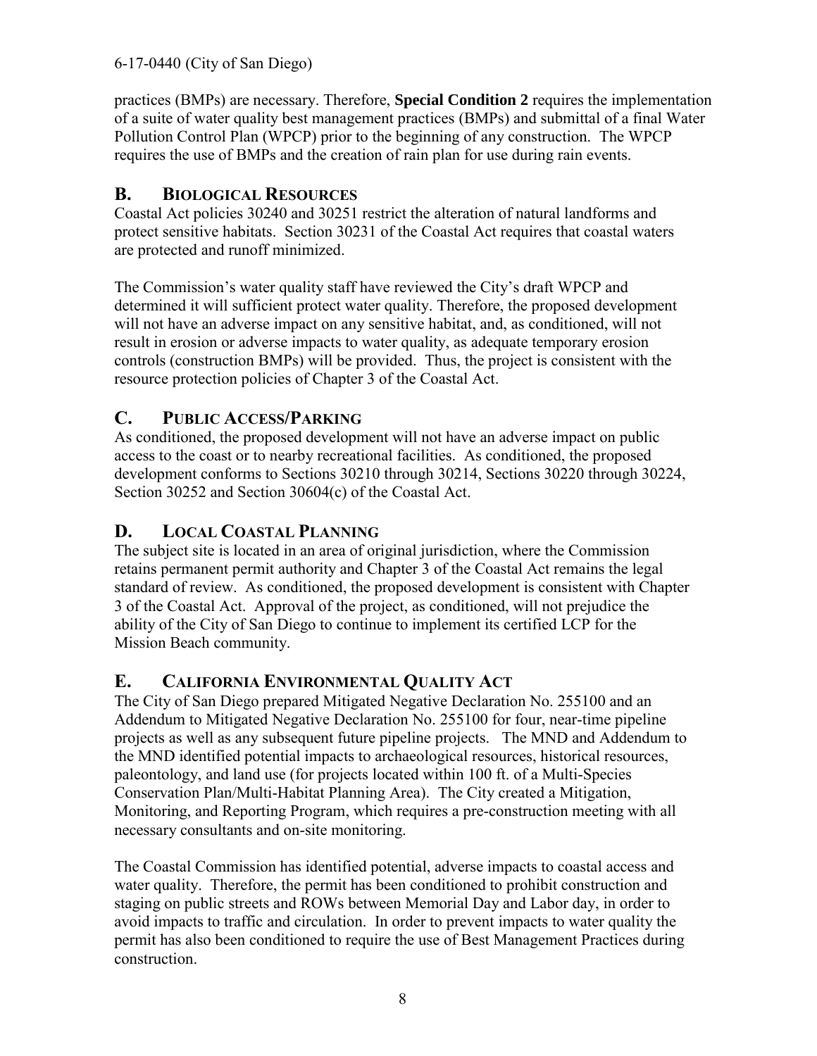practices (BMPs) are necessary. Therefore, **Special Condition 2** requires the implementation of a suite of water quality best management practices (BMPs) and submittal of a final Water Pollution Control Plan (WPCP) prior to the beginning of any construction. The WPCP requires the use of BMPs and the creation of rain plan for use during rain events.

## B. BIOLOGICAL RESOURCES

Coastal Act policies 30240 and 30251 restrict the alteration of natural landforms and protect sensitive habitats. Section 30231 of the Coastal Act requires that coastal waters are protected and runoff minimized.

The Commission's water quality staff have reviewed the City's draft WPCP and determined it will sufficient protect water quality. Therefore, the proposed development will not have an adverse impact on any sensitive habitat, and, as conditioned, will not result in erosion or adverse impacts to water quality, as adequate temporary erosion controls (construction BMPs) will be provided. Thus, the project is consistent with the resource protection policies of Chapter 3 of the Coastal Act.

## C. PUBLIC ACCESS/PARKING

As conditioned, the proposed development will not have an adverse impact on public access to the coast or to nearby recreational facilities. As conditioned, the proposed development conforms to Sections 30210 through 30214, Sections 30220 through 30224, Section 30252 and Section 30604(c) of the Coastal Act.

## D. LOCAL COASTAL PLANNING

The subject site is located in an area of original jurisdiction, where the Commission retains permanent permit authority and Chapter 3 of the Coastal Act remains the legal standard of review. As conditioned, the proposed development is consistent with Chapter 3 of the Coastal Act. Approval of the project, as conditioned, will not prejudice the ability of the City of San Diego to continue to implement its certified LCP for the Mission Beach community.

## E. CALIFORNIA ENVIRONMENTAL QUALITY ACT

The City of San Diego prepared Mitigated Negative Declaration No. 255100 and an Addendum to Mitigated Negative Declaration No. 255100 for four, near-time pipeline projects as well as any subsequent future pipeline projects. The MND and Addendum to the MND identified potential impacts to archaeological resources, historical resources, paleontology, and land use (for projects located within 100 ft. of a Multi-Species Conservation Plan/Multi-Habitat Planning Area). The City created a Mitigation, Monitoring, and Reporting Program, which requires a pre-construction meeting with all necessary consultants and on-site monitoring.

The Coastal Commission has identified potential, adverse impacts to coastal access and water quality. Therefore, the permit has been conditioned to prohibit construction and staging on public streets and ROWs between Memorial Day and Labor day, in order to avoid impacts to traffic and circulation. In order to prevent impacts to water quality the permit has also been conditioned to require the use of Best Management Practices during construction.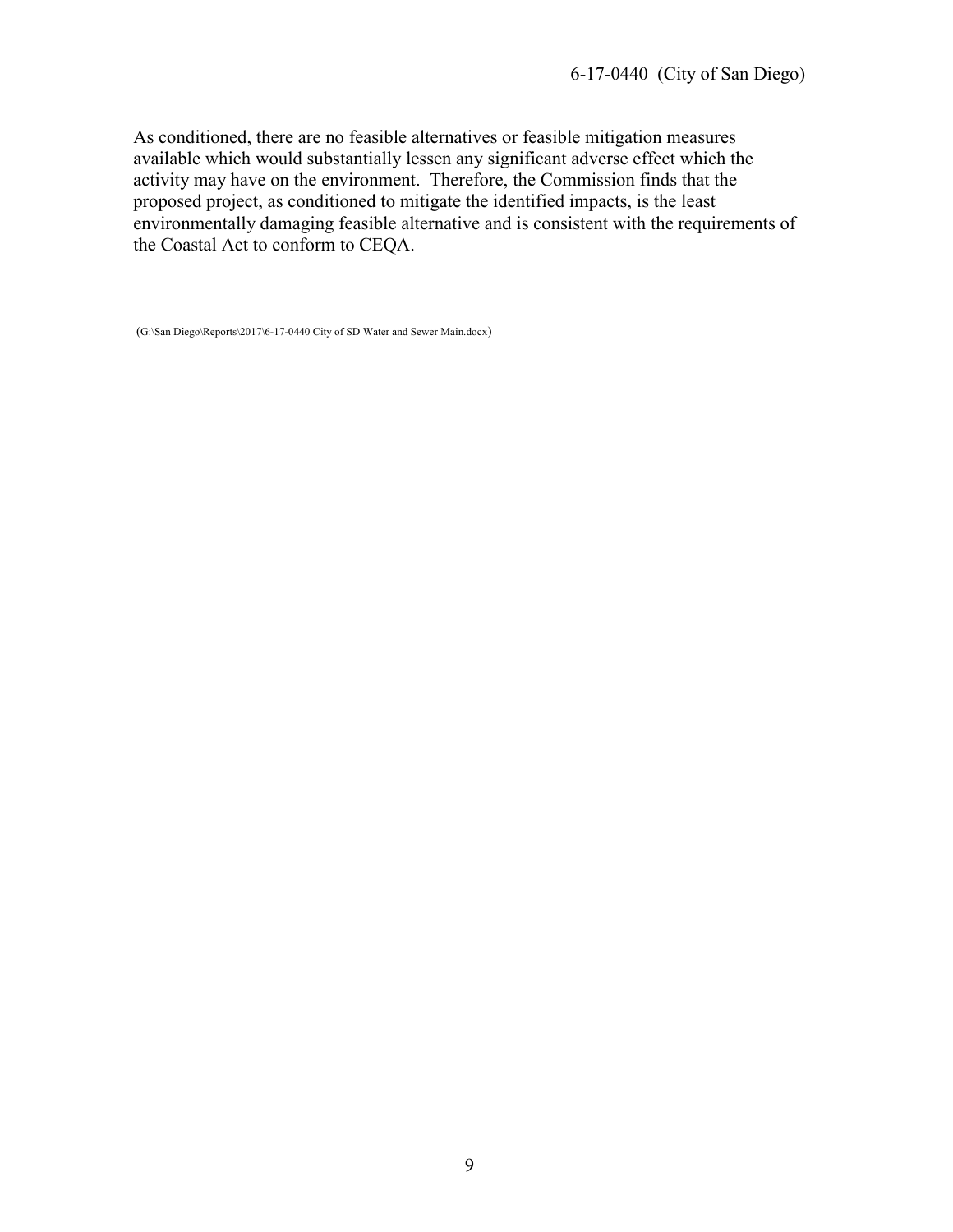As conditioned, there are no feasible alternatives or feasible mitigation measures available which would substantially lessen any significant adverse effect which the activity may have on the environment. Therefore, the Commission finds that the proposed project, as conditioned to mitigate the identified impacts, is the least environmentally damaging feasible alternative and is consistent with the requirements of the Coastal Act to conform to CEQA.

(G:\San Diego\Reports\2017\6-17-0440 City of SD Water and Sewer Main.docx)